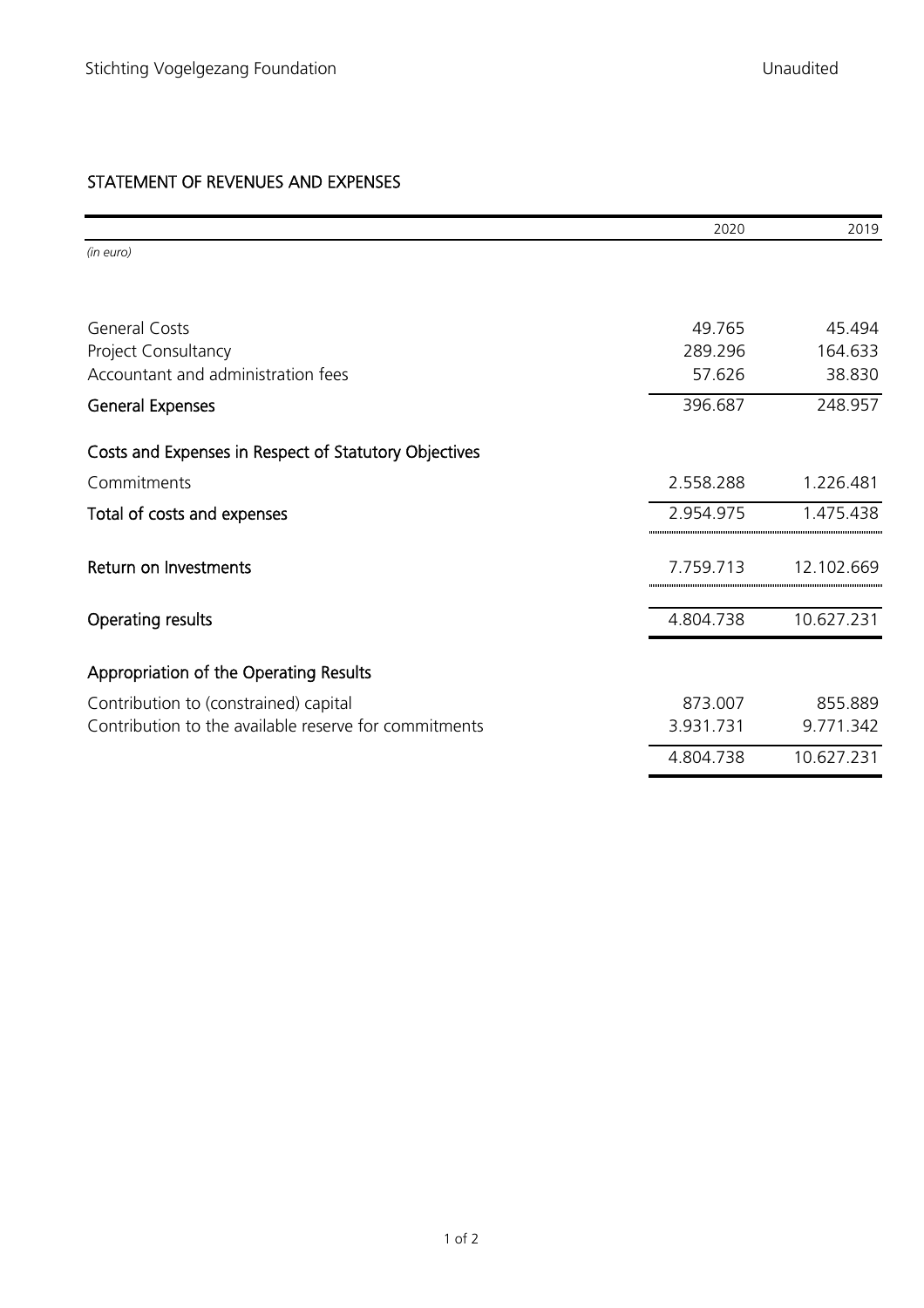Stichting Vogelgezang Foundation

Unaudited

## STATEMENT OF REVENUES AND EXPENSES

| *(in euro)* | 2020 | 2019 |
|---|---|---|
| General Costs | 49.765 | 45.494 |
| Project Consultancy | 289.296 | 164.633 |
| Accountant and administration fees | 57.626 | 38.830 |
| **General Expenses** | 396.687 | 248.957 |
| **Costs and Expenses in Respect of Statutory Objectives** | | |
| Commitments | 2.558.288 | 1.226.481 |
| **Total of costs and expenses** | 2.954.975 | 1.475.438 |
| **Return on Investments** | 7.759.713 | 12.102.669 |
| **Operating results** | 4.804.738 | 10.627.231 |
| **Appropriation of the Operating Results** | | |
| Contribution to (constrained) capital | 873.007 | 855.889 |
| Contribution to the available reserve for commitments | 3.931.731 | 9.771.342 |
| | 4.804.738 | 10.627.231 |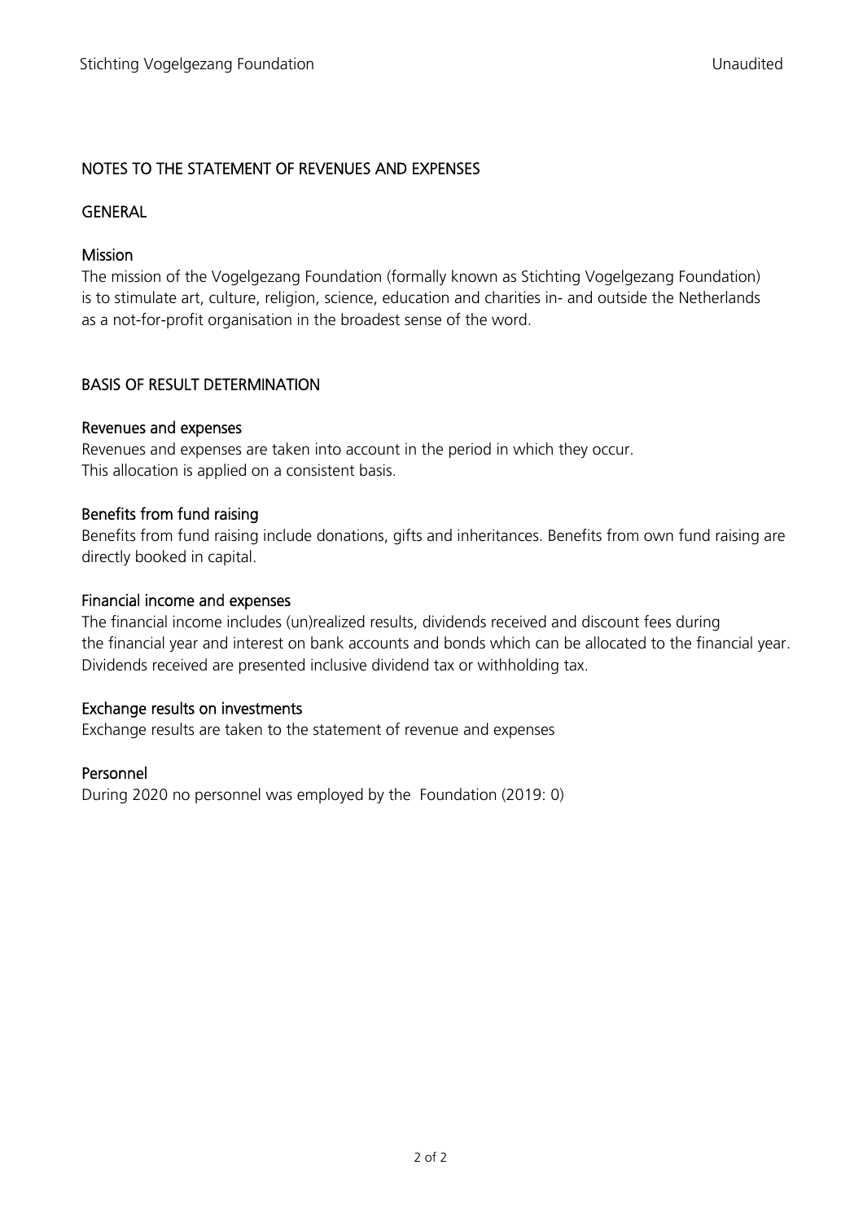# NOTES TO THE STATEMENT OF REVENUES AND EXPENSES

## GENERAL

### Mission

The mission of the Vogelgezang Foundation (formally known as Stichting Vogelgezang Foundation) is to stimulate art, culture, religion, science, education and charities in- and outside the Netherlands as a not-for-profit organisation in the broadest sense of the word.

## BASIS OF RESULT DETERMINATION

### Revenues and expenses

Revenues and expenses are taken into account in the period in which they occur.
This allocation is applied on a consistent basis.

### Benefits from fund raising

Benefits from fund raising include donations, gifts and inheritances. Benefits from own fund raising are directly booked in capital.

### Financial income and expenses

The financial income includes (un)realized results, dividends received and discount fees during the financial year and interest on bank accounts and bonds which can be allocated to the financial year. Dividends received are presented inclusive dividend tax or withholding tax.

### Exchange results on investments

Exchange results are taken to the statement of revenue and expenses

### Personnel

During 2020 no personnel was employed by the Foundation (2019: 0)